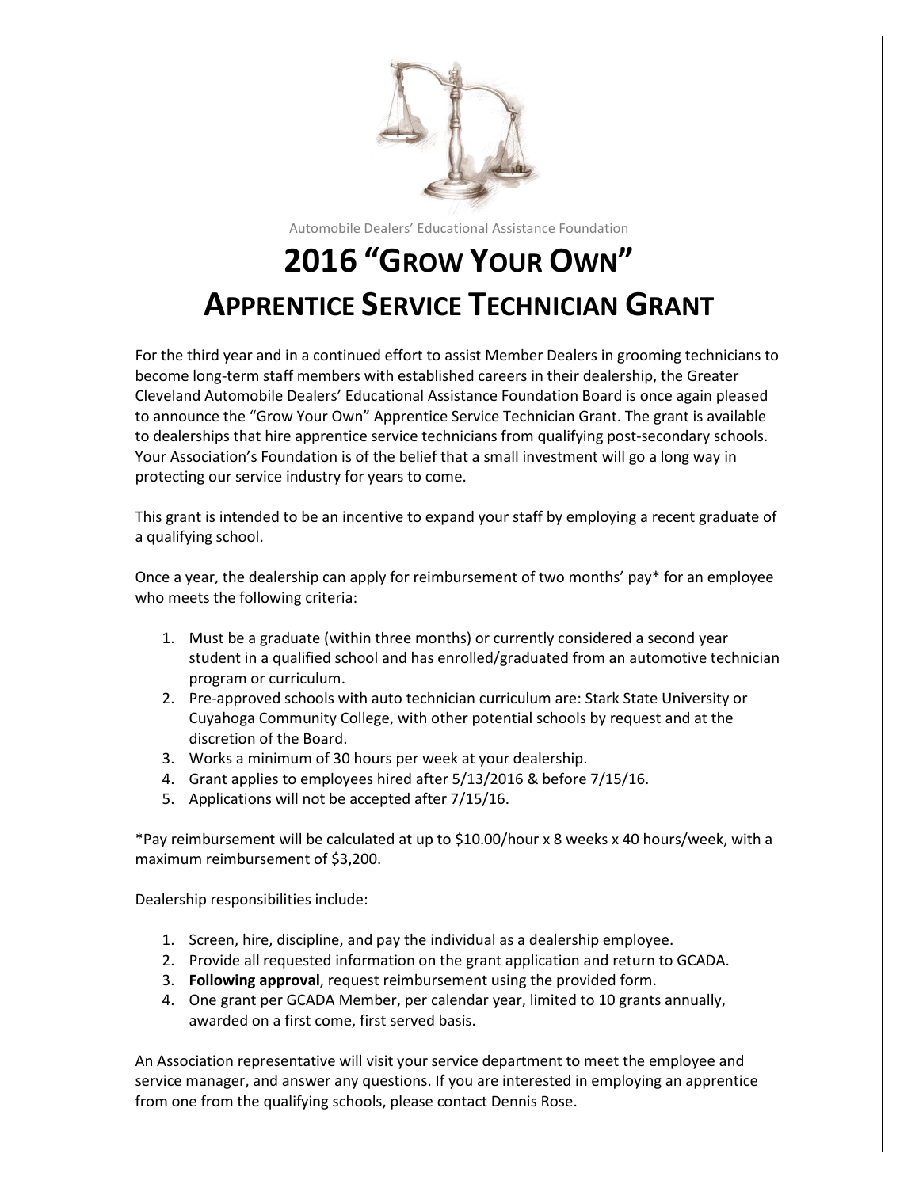Automobile Dealers' Educational Assistance Foundation

# 2016 "GROW YOUR OWN" APPRENTICE SERVICE TECHNICIAN GRANT

For the third year and in a continued effort to assist Member Dealers in grooming technicians to become long-term staff members with established careers in their dealership, the Greater Cleveland Automobile Dealers' Educational Assistance Foundation Board is once again pleased to announce the "Grow Your Own" Apprentice Service Technician Grant. The grant is available to dealerships that hire apprentice service technicians from qualifying post-secondary schools. Your Association's Foundation is of the belief that a small investment will go a long way in protecting our service industry for years to come.

This grant is intended to be an incentive to expand your staff by employing a recent graduate of a qualifying school.

Once a year, the dealership can apply for reimbursement of two months' pay* for an employee who meets the following criteria:

1. Must be a graduate (within three months) or currently considered a second year student in a qualified school and has enrolled/graduated from an automotive technician program or curriculum.
2. Pre-approved schools with auto technician curriculum are: Stark State University or Cuyahoga Community College, with other potential schools by request and at the discretion of the Board.
3. Works a minimum of 30 hours per week at your dealership.
4. Grant applies to employees hired after 5/13/2016 & before 7/15/16.
5. Applications will not be accepted after 7/15/16.

*Pay reimbursement will be calculated at up to $10.00/hour x 8 weeks x 40 hours/week, with a maximum reimbursement of $3,200.

Dealership responsibilities include:

1. Screen, hire, discipline, and pay the individual as a dealership employee.
2. Provide all requested information on the grant application and return to GCADA.
3. **Following approval**, request reimbursement using the provided form.
4. One grant per GCADA Member, per calendar year, limited to 10 grants annually, awarded on a first come, first served basis.

An Association representative will visit your service department to meet the employee and service manager, and answer any questions. If you are interested in employing an apprentice from one from the qualifying schools, please contact Dennis Rose.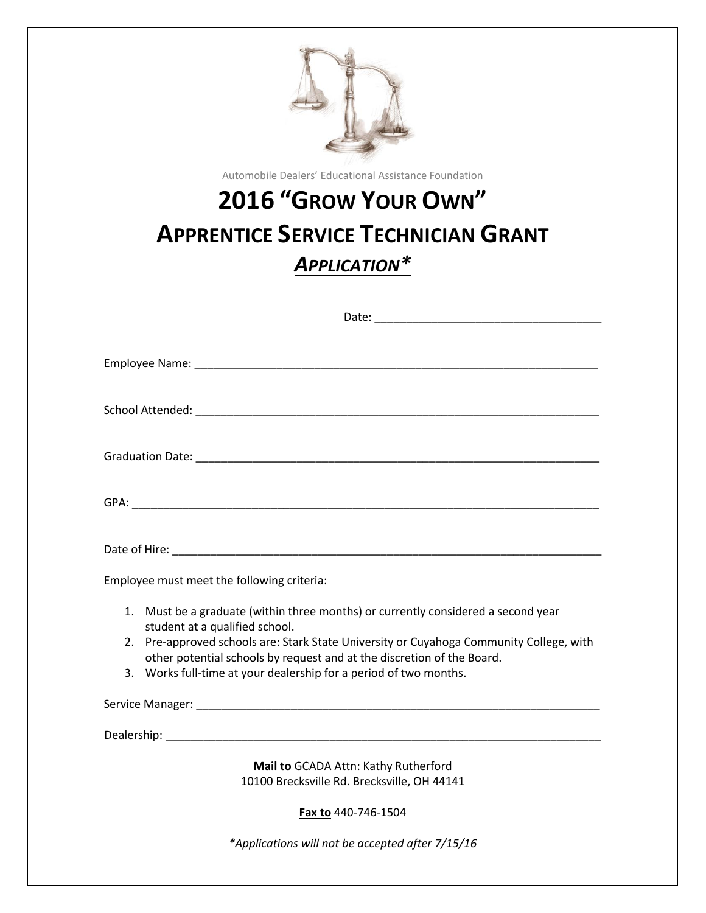Automobile Dealers' Educational Assistance Foundation

# 2016 "Grow Your Own"
# Apprentice Service Technician Grant
## *Application**

Date: ___________________________________

Employee Name: _______________________________________________________________

School Attended: _______________________________________________________________

Graduation Date: _______________________________________________________________

GPA: _______________________________________________________________________

Date of Hire: ___________________________________________________________________

Employee must meet the following criteria:

1. Must be a graduate (within three months) or currently considered a second year student at a qualified school.
2. Pre-approved schools are: Stark State University or Cuyahoga Community College, with other potential schools by request and at the discretion of the Board.
3. Works full-time at your dealership for a period of two months.

Service Manager: _______________________________________________________________

Dealership: ____________________________________________________________________

**Mail to** GCADA Attn: Kathy Rutherford
10100 Brecksville Rd. Brecksville, OH 44141

**Fax to** 440-746-1504

*\*Applications will not be accepted after 7/15/16*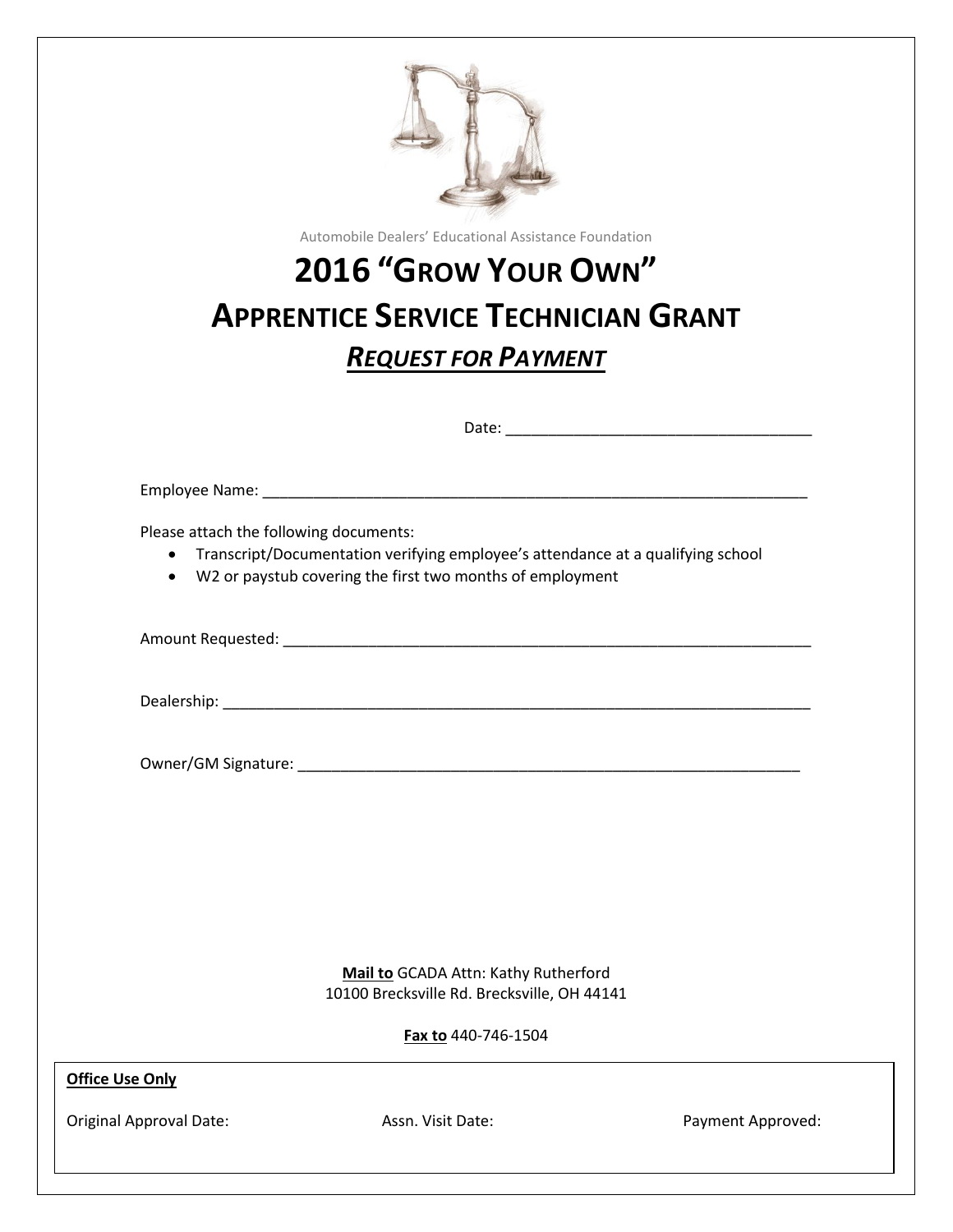Automobile Dealers' Educational Assistance Foundation

# 2016 "Grow Your Own"

# Apprentice Service Technician Grant

## *Request for Payment*

Date: ____________________________________

Employee Name: ____________________________________________________________________

Please attach the following documents:

- Transcript/Documentation verifying employee's attendance at a qualifying school
- W2 or paystub covering the first two months of employment

Amount Requested: _________________________________________________________________

Dealership: _______________________________________________________________________

Owner/GM Signature: _______________________________________________________________

**Mail to** GCADA Attn: Kathy Rutherford
10100 Brecksville Rd. Brecksville, OH 44141

**Fax to** 440-746-1504

**Office Use Only**

Original Approval Date: Assn. Visit Date: Payment Approved: